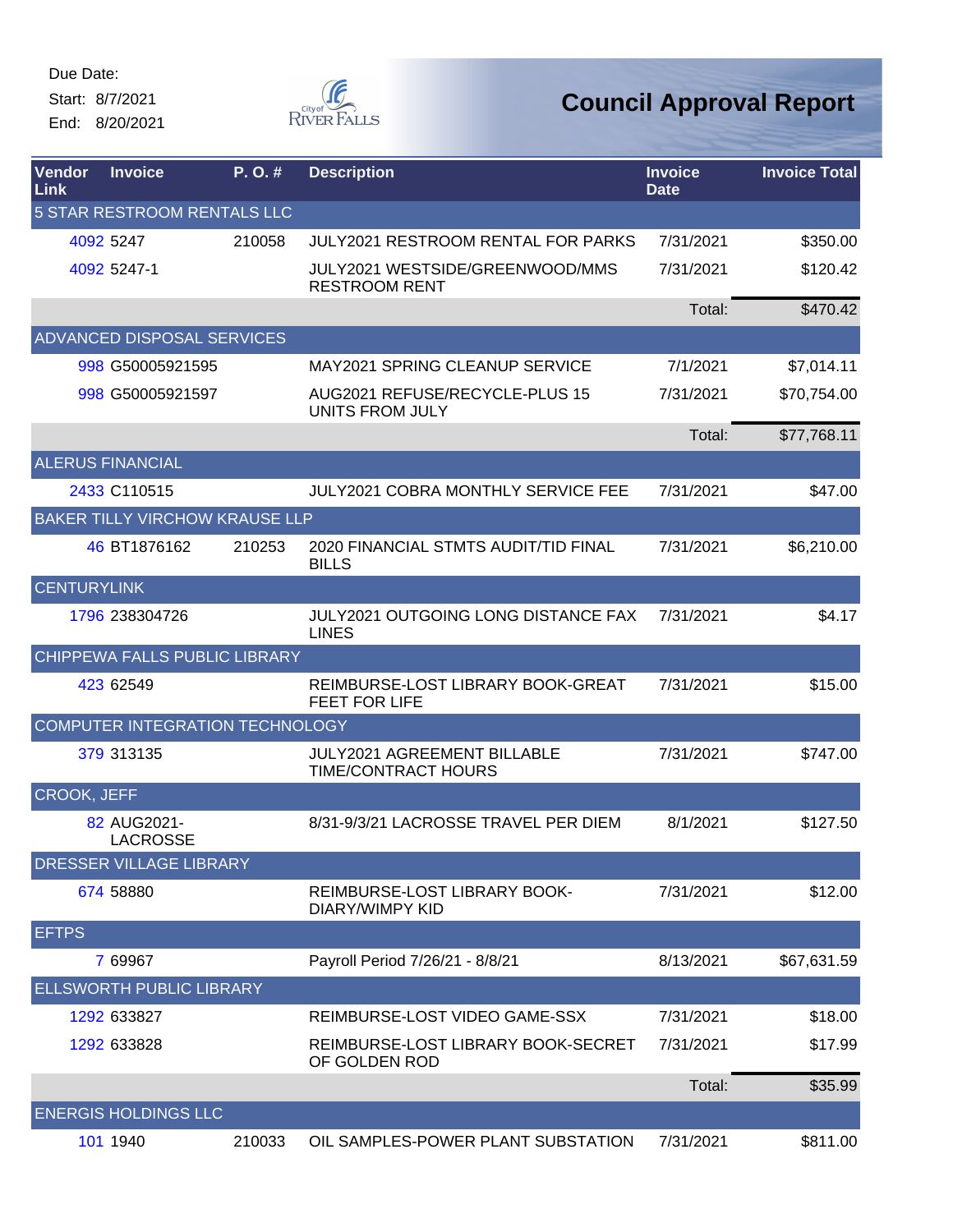Due Date:

Start: 8/7/2021

End: 8/20/2021

# Council Approval Report

| Vendor Link | Invoice | P. O. # | Description | Invoice Date | Invoice Total |
|---|---|---|---|---|---|
| 5 STAR RESTROOM RENTALS LLC | | | | | |
| 4092 | 5247 | 210058 | JULY2021 RESTROOM RENTAL FOR PARKS | 7/31/2021 | $350.00 |
| 4092 | 5247-1 | | JULY2021 WESTSIDE/GREENWOOD/MMS RESTROOM RENT | 7/31/2021 | $120.42 |
| | | | | Total: | $470.42 |
| ADVANCED DISPOSAL SERVICES | | | | | |
| 998 | G50005921595 | | MAY2021 SPRING CLEANUP SERVICE | 7/1/2021 | $7,014.11 |
| 998 | G50005921597 | | AUG2021 REFUSE/RECYCLE-PLUS 15 UNITS FROM JULY | 7/31/2021 | $70,754.00 |
| | | | | Total: | $77,768.11 |
| ALERUS FINANCIAL | | | | | |
| 2433 | C110515 | | JULY2021 COBRA MONTHLY SERVICE FEE | 7/31/2021 | $47.00 |
| BAKER TILLY VIRCHOW KRAUSE LLP | | | | | |
| 46 | BT1876162 | 210253 | 2020 FINANCIAL STMTS AUDIT/TID FINAL BILLS | 7/31/2021 | $6,210.00 |
| CENTURYLINK | | | | | |
| 1796 | 238304726 | | JULY2021 OUTGOING LONG DISTANCE FAX LINES | 7/31/2021 | $4.17 |
| CHIPPEWA FALLS PUBLIC LIBRARY | | | | | |
| 423 | 62549 | | REIMBURSE-LOST LIBRARY BOOK-GREAT FEET FOR LIFE | 7/31/2021 | $15.00 |
| COMPUTER INTEGRATION TECHNOLOGY | | | | | |
| 379 | 313135 | | JULY2021 AGREEMENT BILLABLE TIME/CONTRACT HOURS | 7/31/2021 | $747.00 |
| CROOK, JEFF | | | | | |
| 82 | AUG2021-LACROSSE | | 8/31-9/3/21 LACROSSE TRAVEL PER DIEM | 8/1/2021 | $127.50 |
| DRESSER VILLAGE LIBRARY | | | | | |
| 674 | 58880 | | REIMBURSE-LOST LIBRARY BOOK-DIARY/WIMPY KID | 7/31/2021 | $12.00 |
| EFTPS | | | | | |
| 7 | 69967 | | Payroll Period 7/26/21 - 8/8/21 | 8/13/2021 | $67,631.59 |
| ELLSWORTH PUBLIC LIBRARY | | | | | |
| 1292 | 633827 | | REIMBURSE-LOST VIDEO GAME-SSX | 7/31/2021 | $18.00 |
| 1292 | 633828 | | REIMBURSE-LOST LIBRARY BOOK-SECRET OF GOLDEN ROD | 7/31/2021 | $17.99 |
| | | | | Total: | $35.99 |
| ENERGIS HOLDINGS LLC | | | | | |
| 101 | 1940 | 210033 | OIL SAMPLES-POWER PLANT SUBSTATION | 7/31/2021 | $811.00 |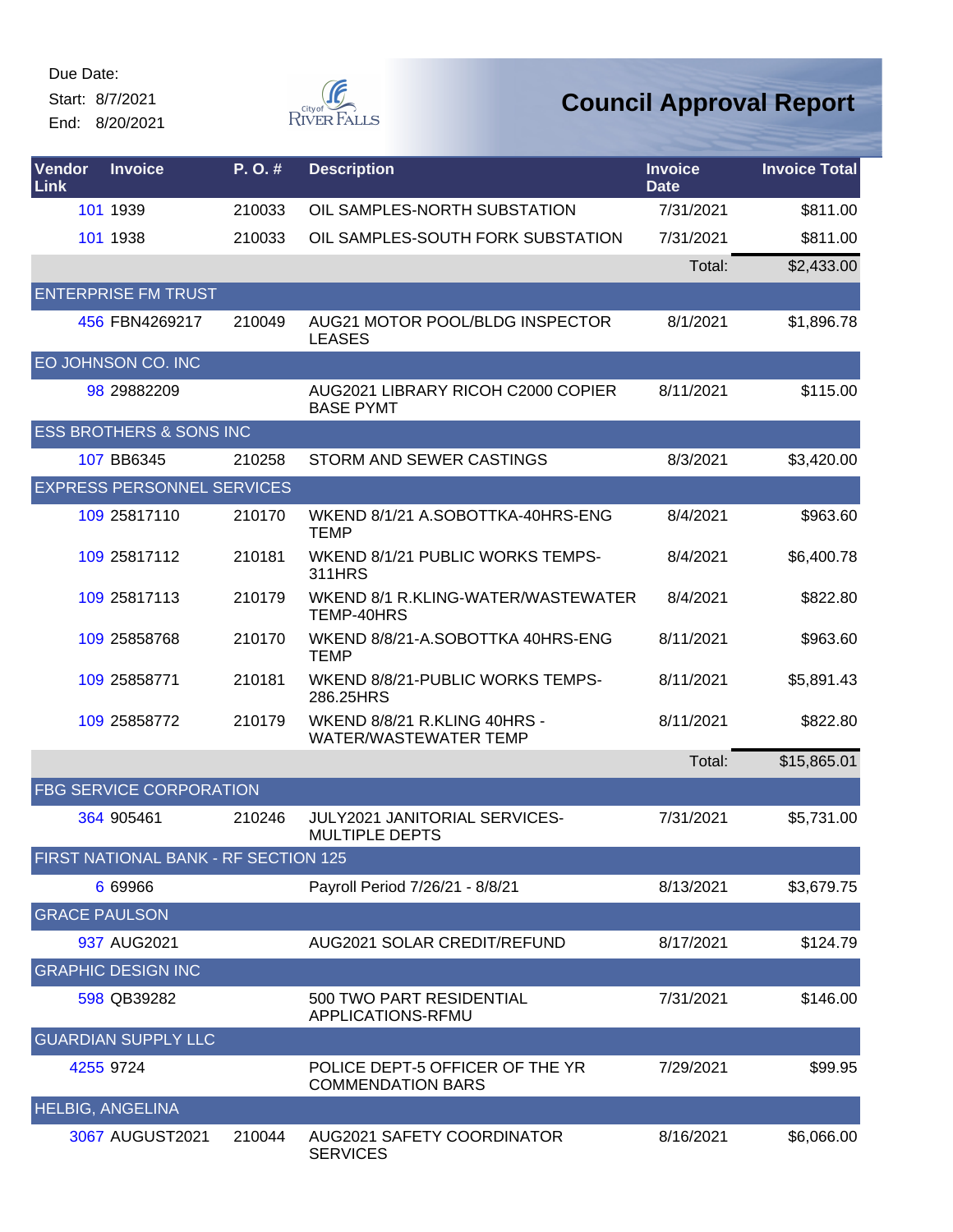Due Date:
Start: 8/7/2021
End: 8/20/2021

# Council Approval Report

| Vendor Link | Invoice | P. O. # | Description | Invoice Date | Invoice Total |
|---|---|---|---|---|---|
| 101 | 1939 | 210033 | OIL SAMPLES-NORTH SUBSTATION | 7/31/2021 | $811.00 |
| 101 | 1938 | 210033 | OIL SAMPLES-SOUTH FORK SUBSTATION | 7/31/2021 | $811.00 |
| | | | | Total: | $2,433.00 |
| ENTERPRISE FM TRUST | | | | | |
| 456 | FBN4269217 | 210049 | AUG21 MOTOR POOL/BLDG INSPECTOR LEASES | 8/1/2021 | $1,896.78 |
| EO JOHNSON CO. INC | | | | | |
| 98 | 29882209 | | AUG2021 LIBRARY RICOH C2000 COPIER BASE PYMT | 8/11/2021 | $115.00 |
| ESS BROTHERS & SONS INC | | | | | |
| 107 | BB6345 | 210258 | STORM AND SEWER CASTINGS | 8/3/2021 | $3,420.00 |
| EXPRESS PERSONNEL SERVICES | | | | | |
| 109 | 25817110 | 210170 | WKEND 8/1/21 A.SOBOTTKA-40HRS-ENG TEMP | 8/4/2021 | $963.60 |
| 109 | 25817112 | 210181 | WKEND 8/1/21 PUBLIC WORKS TEMPS-311HRS | 8/4/2021 | $6,400.78 |
| 109 | 25817113 | 210179 | WKEND 8/1 R.KLING-WATER/WASTEWATER TEMP-40HRS | 8/4/2021 | $822.80 |
| 109 | 25858768 | 210170 | WKEND 8/8/21-A.SOBOTTKA 40HRS-ENG TEMP | 8/11/2021 | $963.60 |
| 109 | 25858771 | 210181 | WKEND 8/8/21-PUBLIC WORKS TEMPS-286.25HRS | 8/11/2021 | $5,891.43 |
| 109 | 25858772 | 210179 | WKEND 8/8/21 R.KLING 40HRS - WATER/WASTEWATER TEMP | 8/11/2021 | $822.80 |
| | | | | Total: | $15,865.01 |
| FBG SERVICE CORPORATION | | | | | |
| 364 | 905461 | 210246 | JULY2021 JANITORIAL SERVICES-MULTIPLE DEPTS | 7/31/2021 | $5,731.00 |
| FIRST NATIONAL BANK - RF SECTION 125 | | | | | |
| 6 | 69966 | | Payroll Period 7/26/21 - 8/8/21 | 8/13/2021 | $3,679.75 |
| GRACE PAULSON | | | | | |
| 937 | AUG2021 | | AUG2021 SOLAR CREDIT/REFUND | 8/17/2021 | $124.79 |
| GRAPHIC DESIGN INC | | | | | |
| 598 | QB39282 | | 500 TWO PART RESIDENTIAL APPLICATIONS-RFMU | 7/31/2021 | $146.00 |
| GUARDIAN SUPPLY LLC | | | | | |
| 4255 | 9724 | | POLICE DEPT-5 OFFICER OF THE YR COMMENDATION BARS | 7/29/2021 | $99.95 |
| HELBIG, ANGELINA | | | | | |
| 3067 | AUGUST2021 | 210044 | AUG2021 SAFETY COORDINATOR SERVICES | 8/16/2021 | $6,066.00 |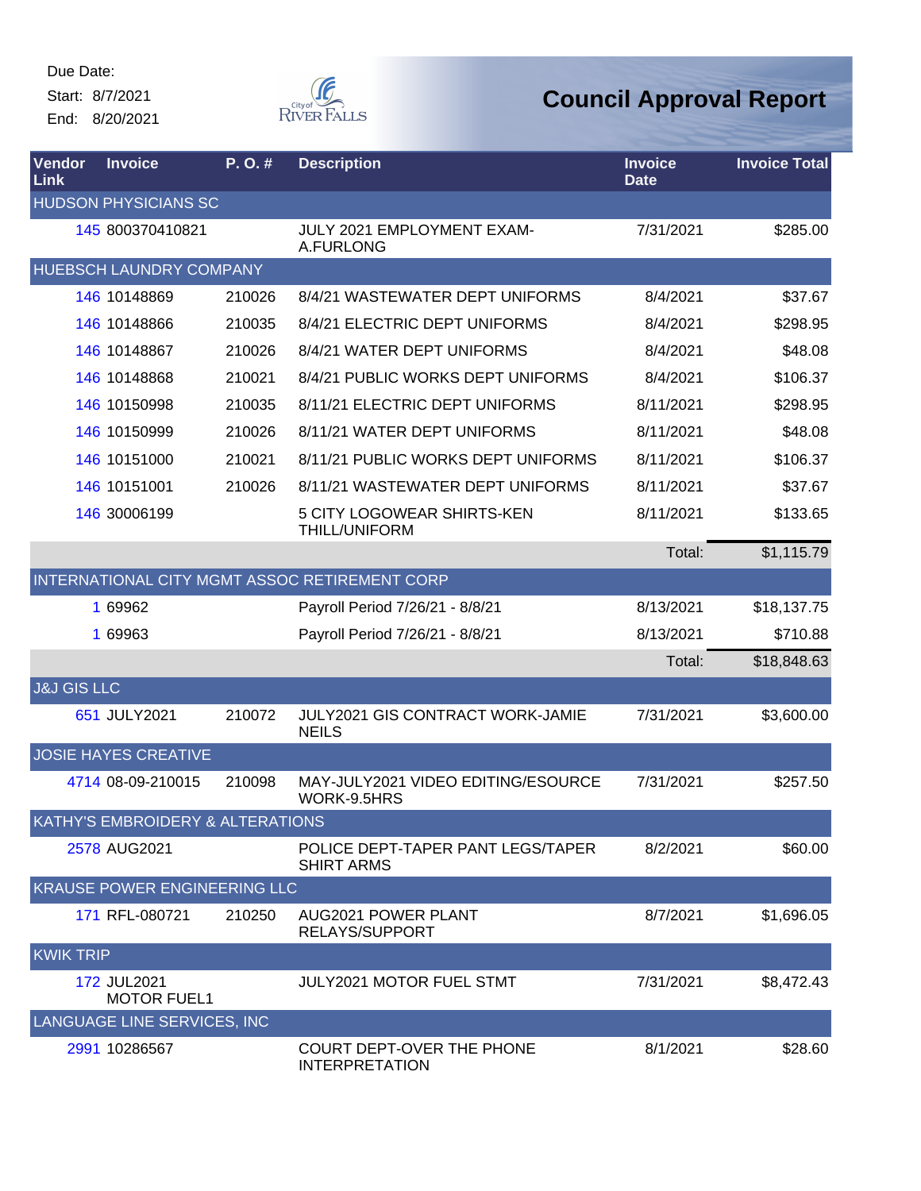Due Date:
Start: 8/7/2021
End: 8/20/2021

# Council Approval Report

| Vendor Link | Invoice | P. O. # | Description | Invoice Date | Invoice Total |
|---|---|---|---|---|---|
| HUDSON PHYSICIANS SC | | | | | |
| 145 | 800370410821 | | JULY 2021 EMPLOYMENT EXAM-A.FURLONG | 7/31/2021 | $285.00 |
| HUEBSCH LAUNDRY COMPANY | | | | | |
| 146 | 10148869 | 210026 | 8/4/21 WASTEWATER DEPT UNIFORMS | 8/4/2021 | $37.67 |
| 146 | 10148866 | 210035 | 8/4/21 ELECTRIC DEPT UNIFORMS | 8/4/2021 | $298.95 |
| 146 | 10148867 | 210026 | 8/4/21 WATER DEPT UNIFORMS | 8/4/2021 | $48.08 |
| 146 | 10148868 | 210021 | 8/4/21 PUBLIC WORKS DEPT UNIFORMS | 8/4/2021 | $106.37 |
| 146 | 10150998 | 210035 | 8/11/21 ELECTRIC DEPT UNIFORMS | 8/11/2021 | $298.95 |
| 146 | 10150999 | 210026 | 8/11/21 WATER DEPT UNIFORMS | 8/11/2021 | $48.08 |
| 146 | 10151000 | 210021 | 8/11/21 PUBLIC WORKS DEPT UNIFORMS | 8/11/2021 | $106.37 |
| 146 | 10151001 | 210026 | 8/11/21 WASTEWATER DEPT UNIFORMS | 8/11/2021 | $37.67 |
| 146 | 30006199 | | 5 CITY LOGOWEAR SHIRTS-KEN THILL/UNIFORM | 8/11/2021 | $133.65 |
| | | | | Total: | $1,115.79 |
| INTERNATIONAL CITY MGMT ASSOC RETIREMENT CORP | | | | | |
| 1 | 69962 | | Payroll Period 7/26/21 - 8/8/21 | 8/13/2021 | $18,137.75 |
| 1 | 69963 | | Payroll Period 7/26/21 - 8/8/21 | 8/13/2021 | $710.88 |
| | | | | Total: | $18,848.63 |
| J&J GIS LLC | | | | | |
| 651 | JULY2021 | 210072 | JULY2021 GIS CONTRACT WORK-JAMIE NEILS | 7/31/2021 | $3,600.00 |
| JOSIE HAYES CREATIVE | | | | | |
| 4714 | 08-09-210015 | 210098 | MAY-JULY2021 VIDEO EDITING/ESOURCE WORK-9.5HRS | 7/31/2021 | $257.50 |
| KATHY'S EMBROIDERY & ALTERATIONS | | | | | |
| 2578 | AUG2021 | | POLICE DEPT-TAPER PANT LEGS/TAPER SHIRT ARMS | 8/2/2021 | $60.00 |
| KRAUSE POWER ENGINEERING LLC | | | | | |
| 171 | RFL-080721 | 210250 | AUG2021 POWER PLANT RELAYS/SUPPORT | 8/7/2021 | $1,696.05 |
| KWIK TRIP | | | | | |
| 172 | JUL2021 MOTOR FUEL1 | | JULY2021 MOTOR FUEL STMT | 7/31/2021 | $8,472.43 |
| LANGUAGE LINE SERVICES, INC | | | | | |
| 2991 | 10286567 | | COURT DEPT-OVER THE PHONE INTERPRETATION | 8/1/2021 | $28.60 |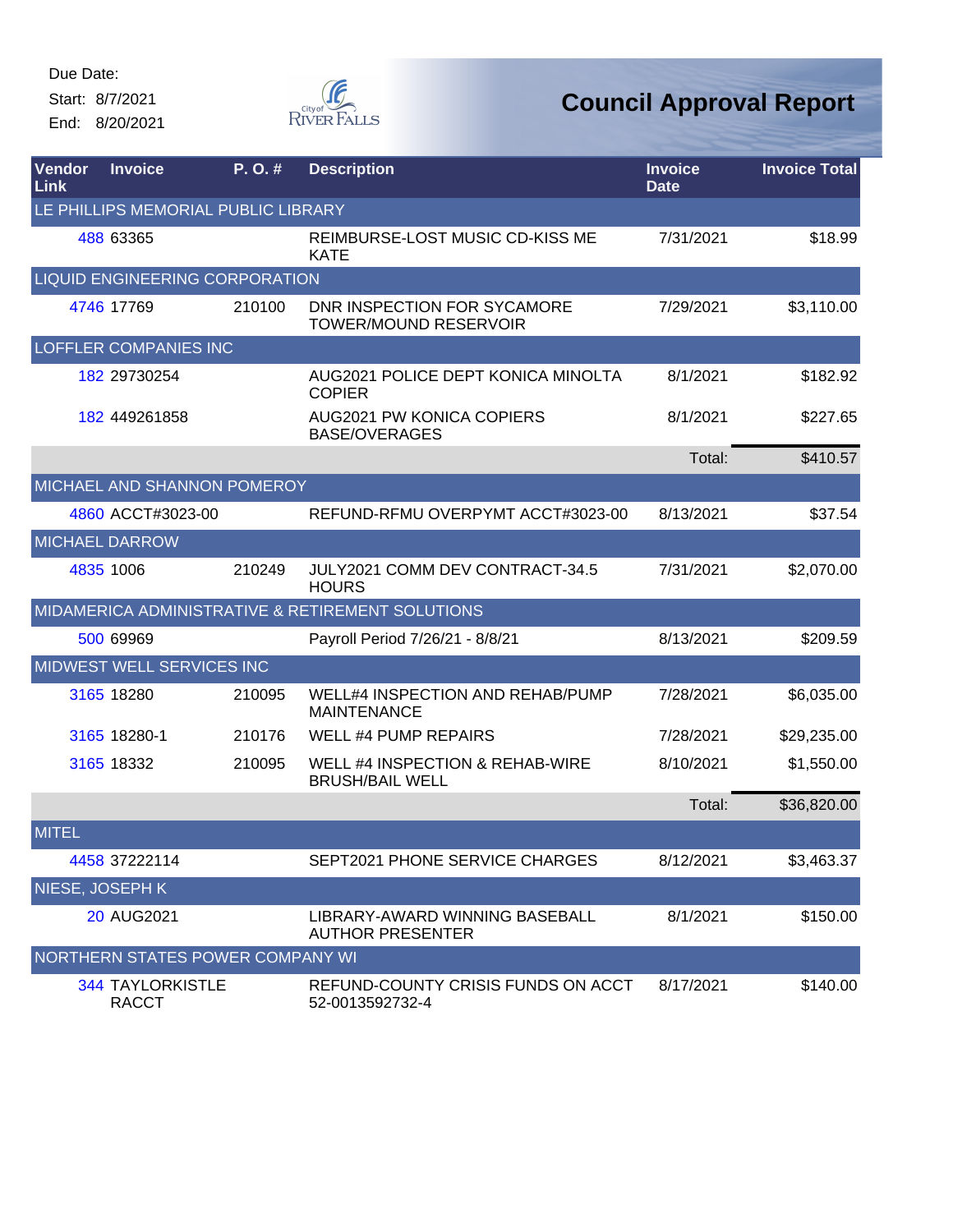Due Date:
Start: 8/7/2021
End: 8/20/2021

# Council Approval Report

| Vendor Link | Invoice | P. O. # | Description | Invoice Date | Invoice Total |
|---|---|---|---|---|---|
| LE PHILLIPS MEMORIAL PUBLIC LIBRARY | | | | | |
| 488 | 63365 | | REIMBURSE-LOST MUSIC CD-KISS ME KATE | 7/31/2021 | $18.99 |
| LIQUID ENGINEERING CORPORATION | | | | | |
| 4746 | 17769 | 210100 | DNR INSPECTION FOR SYCAMORE TOWER/MOUND RESERVOIR | 7/29/2021 | $3,110.00 |
| LOFFLER COMPANIES INC | | | | | |
| 182 | 29730254 | | AUG2021 POLICE DEPT KONICA MINOLTA COPIER | 8/1/2021 | $182.92 |
| 182 | 449261858 | | AUG2021 PW KONICA COPIERS BASE/OVERAGES | 8/1/2021 | $227.65 |
| | | | | Total: | $410.57 |
| MICHAEL AND SHANNON POMEROY | | | | | |
| 4860 | ACCT#3023-00 | | REFUND-RFMU OVERPYMT ACCT#3023-00 | 8/13/2021 | $37.54 |
| MICHAEL DARROW | | | | | |
| 4835 | 1006 | 210249 | JULY2021 COMM DEV CONTRACT-34.5 HOURS | 7/31/2021 | $2,070.00 |
| MIDAMERICA ADMINISTRATIVE & RETIREMENT SOLUTIONS | | | | | |
| 500 | 69969 | | Payroll Period 7/26/21 - 8/8/21 | 8/13/2021 | $209.59 |
| MIDWEST WELL SERVICES INC | | | | | |
| 3165 | 18280 | 210095 | WELL#4 INSPECTION AND REHAB/PUMP MAINTENANCE | 7/28/2021 | $6,035.00 |
| 3165 | 18280-1 | 210176 | WELL #4 PUMP REPAIRS | 7/28/2021 | $29,235.00 |
| 3165 | 18332 | 210095 | WELL #4 INSPECTION & REHAB-WIRE BRUSH/BAIL WELL | 8/10/2021 | $1,550.00 |
| | | | | Total: | $36,820.00 |
| MITEL | | | | | |
| 4458 | 37222114 | | SEPT2021 PHONE SERVICE CHARGES | 8/12/2021 | $3,463.37 |
| NIESE, JOSEPH K | | | | | |
| 20 | AUG2021 | | LIBRARY-AWARD WINNING BASEBALL AUTHOR PRESENTER | 8/1/2021 | $150.00 |
| NORTHERN STATES POWER COMPANY WI | | | | | |
| 344 | TAYLORKISTLE RACCT | | REFUND-COUNTY CRISIS FUNDS ON ACCT 52-0013592732-4 | 8/17/2021 | $140.00 |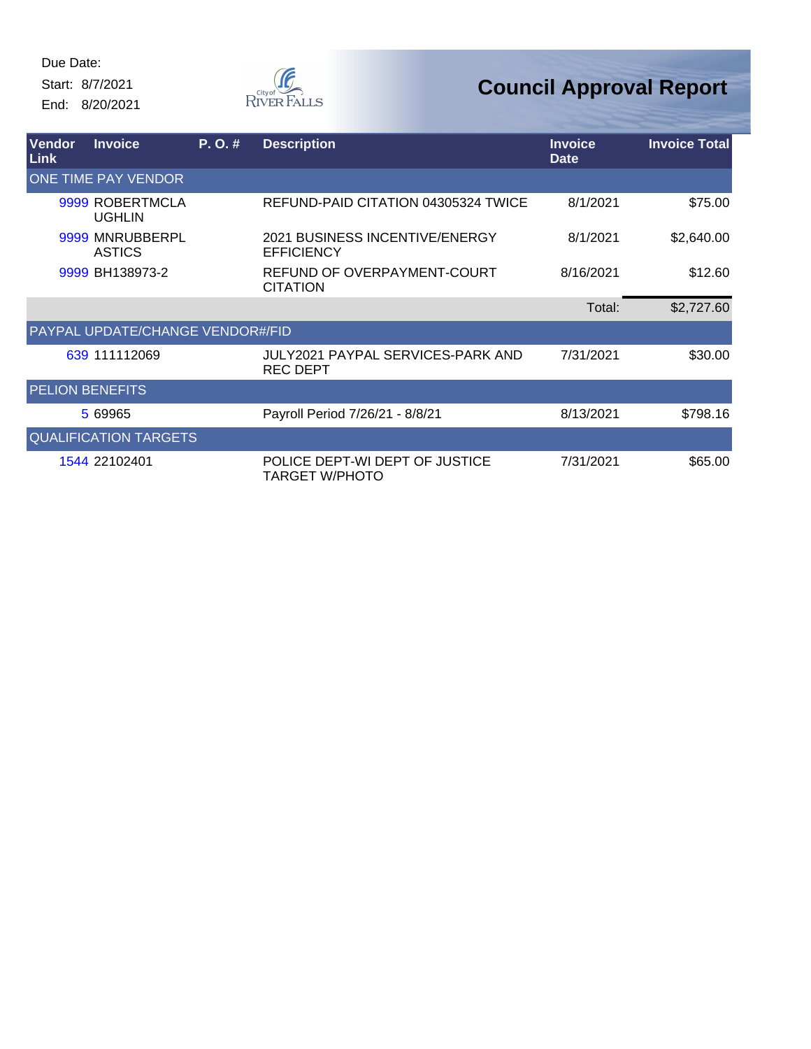Due Date:
Start: 8/7/2021
End: 8/20/2021

# Council Approval Report

| Vendor Link | Invoice | P. O. # | Description | Invoice Date | Invoice Total |
|---|---|---|---|---|---|
| **ONE TIME PAY VENDOR** | | | | | |
| 9999 | ROBERTMCLAUGHLIN | | REFUND-PAID CITATION 04305324 TWICE | 8/1/2021 | $75.00 |
| 9999 | MNRUBBERPLASTICS | | 2021 BUSINESS INCENTIVE/ENERGY EFFICIENCY | 8/1/2021 | $2,640.00 |
| 9999 | BH138973-2 | | REFUND OF OVERPAYMENT-COURT CITATION | 8/16/2021 | $12.60 |
| | | | | Total: | $2,727.60 |
| **PAYPAL UPDATE/CHANGE VENDOR#/FID** | | | | | |
| 639 | 111112069 | | JULY2021 PAYPAL SERVICES-PARK AND REC DEPT | 7/31/2021 | $30.00 |
| **PELION BENEFITS** | | | | | |
| 5 | 69965 | | Payroll Period 7/26/21 - 8/8/21 | 8/13/2021 | $798.16 |
| **QUALIFICATION TARGETS** | | | | | |
| 1544 | 22102401 | | POLICE DEPT-WI DEPT OF JUSTICE TARGET W/PHOTO | 7/31/2021 | $65.00 |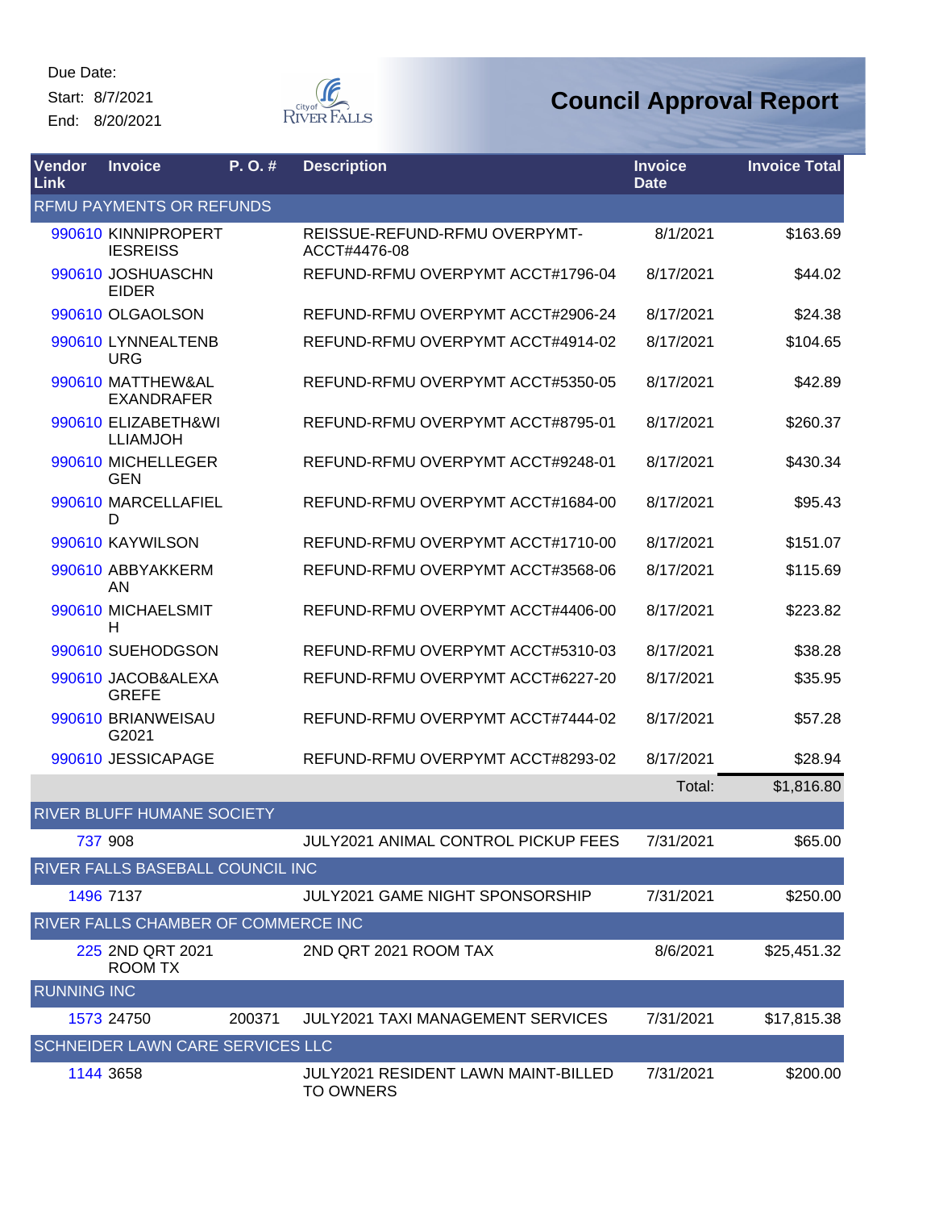Due Date:

Start: 8/7/2021

End: 8/20/2021

# Council Approval Report

| Vendor Link | Invoice | P. O. # | Description | Invoice Date | Invoice Total |
|---|---|---|---|---|---|
| **RFMU PAYMENTS OR REFUNDS** | | | | | |
| 990610 | KINNIPROPERTIESREISS | | REISSUE-REFUND-RFMU OVERPYMT-ACCT#4476-08 | 8/1/2021 | $163.69 |
| 990610 | JOSHUASCHNEIDER | | REFUND-RFMU OVERPYMT ACCT#1796-04 | 8/17/2021 | $44.02 |
| 990610 | OLGAOLSON | | REFUND-RFMU OVERPYMT ACCT#2906-24 | 8/17/2021 | $24.38 |
| 990610 | LYNNEALTENBURG | | REFUND-RFMU OVERPYMT ACCT#4914-02 | 8/17/2021 | $104.65 |
| 990610 | MATTHEW&ALEXANDRAFER | | REFUND-RFMU OVERPYMT ACCT#5350-05 | 8/17/2021 | $42.89 |
| 990610 | ELIZABETH&WILLIAMJOH | | REFUND-RFMU OVERPYMT ACCT#8795-01 | 8/17/2021 | $260.37 |
| 990610 | MICHELLEGERGEN | | REFUND-RFMU OVERPYMT ACCT#9248-01 | 8/17/2021 | $430.34 |
| 990610 | MARCELLAFIELD | | REFUND-RFMU OVERPYMT ACCT#1684-00 | 8/17/2021 | $95.43 |
| 990610 | KAYWILSON | | REFUND-RFMU OVERPYMT ACCT#1710-00 | 8/17/2021 | $151.07 |
| 990610 | ABBYAKKERMAN | | REFUND-RFMU OVERPYMT ACCT#3568-06 | 8/17/2021 | $115.69 |
| 990610 | MICHAELSMITH | | REFUND-RFMU OVERPYMT ACCT#4406-00 | 8/17/2021 | $223.82 |
| 990610 | SUEHODGSON | | REFUND-RFMU OVERPYMT ACCT#5310-03 | 8/17/2021 | $38.28 |
| 990610 | JACOB&ALEXAGREFE | | REFUND-RFMU OVERPYMT ACCT#6227-20 | 8/17/2021 | $35.95 |
| 990610 | BRIANWEISAUG2021 | | REFUND-RFMU OVERPYMT ACCT#7444-02 | 8/17/2021 | $57.28 |
| 990610 | JESSICAPAGE | | REFUND-RFMU OVERPYMT ACCT#8293-02 | 8/17/2021 | $28.94 |
| | | | | Total: | $1,816.80 |
| **RIVER BLUFF HUMANE SOCIETY** | | | | | |
| 737 | 908 | | JULY2021 ANIMAL CONTROL PICKUP FEES | 7/31/2021 | $65.00 |
| **RIVER FALLS BASEBALL COUNCIL INC** | | | | | |
| 1496 | 7137 | | JULY2021 GAME NIGHT SPONSORSHIP | 7/31/2021 | $250.00 |
| **RIVER FALLS CHAMBER OF COMMERCE INC** | | | | | |
| 225 | 2ND QRT 2021 ROOM TX | | 2ND QRT 2021 ROOM TAX | 8/6/2021 | $25,451.32 |
| **RUNNING INC** | | | | | |
| 1573 | 24750 | 200371 | JULY2021 TAXI MANAGEMENT SERVICES | 7/31/2021 | $17,815.38 |
| **SCHNEIDER LAWN CARE SERVICES LLC** | | | | | |
| 1144 | 3658 | | JULY2021 RESIDENT LAWN MAINT-BILLED TO OWNERS | 7/31/2021 | $200.00 |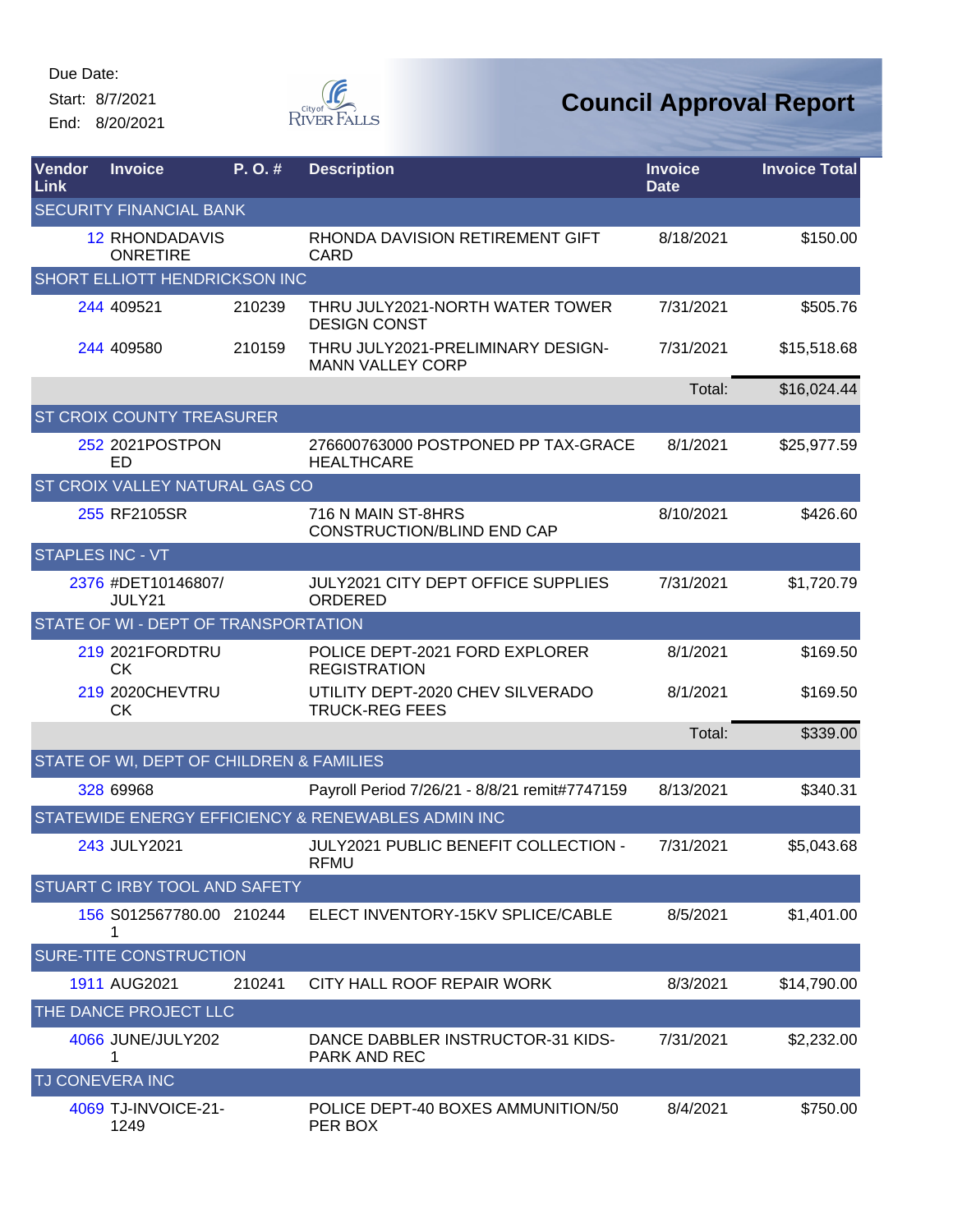Due Date:

Start: 8/7/2021

End: 8/20/2021

# Council Approval Report

| Vendor Link | Invoice | P. O. # | Description | Invoice Date | Invoice Total |
|---|---|---|---|---|---|
| SECURITY FINANCIAL BANK | | | | | |
| 12 | RHONDADAVIS ONRETIRE | | RHONDA DAVISION RETIREMENT GIFT CARD | 8/18/2021 | $150.00 |
| SHORT ELLIOTT HENDRICKSON INC | | | | | |
| 244 | 409521 | 210239 | THRU JULY2021-NORTH WATER TOWER DESIGN CONST | 7/31/2021 | $505.76 |
| 244 | 409580 | 210159 | THRU JULY2021-PRELIMINARY DESIGN-MANN VALLEY CORP | 7/31/2021 | $15,518.68 |
| | | | | Total: | $16,024.44 |
| ST CROIX COUNTY TREASURER | | | | | |
| 252 | 2021POSTPONED | | 276600763000 POSTPONED PP TAX-GRACE HEALTHCARE | 8/1/2021 | $25,977.59 |
| ST CROIX VALLEY NATURAL GAS CO | | | | | |
| 255 | RF2105SR | | 716 N MAIN ST-8HRS CONSTRUCTION/BLIND END CAP | 8/10/2021 | $426.60 |
| STAPLES INC - VT | | | | | |
| 2376 | #DET10146807/JULY21 | | JULY2021 CITY DEPT OFFICE SUPPLIES ORDERED | 7/31/2021 | $1,720.79 |
| STATE OF WI - DEPT OF TRANSPORTATION | | | | | |
| 219 | 2021FORDTRUCK | | POLICE DEPT-2021 FORD EXPLORER REGISTRATION | 8/1/2021 | $169.50 |
| 219 | 2020CHEVTRUCK | | UTILITY DEPT-2020 CHEV SILVERADO TRUCK-REG FEES | 8/1/2021 | $169.50 |
| | | | | Total: | $339.00 |
| STATE OF WI, DEPT OF CHILDREN & FAMILIES | | | | | |
| 328 | 69968 | | Payroll Period 7/26/21 - 8/8/21 remit#7747159 | 8/13/2021 | $340.31 |
| STATEWIDE ENERGY EFFICIENCY & RENEWABLES ADMIN INC | | | | | |
| 243 | JULY2021 | | JULY2021 PUBLIC BENEFIT COLLECTION - RFMU | 7/31/2021 | $5,043.68 |
| STUART C IRBY TOOL AND SAFETY | | | | | |
| 156 | S012567780.001 | 210244 | ELECT INVENTORY-15KV SPLICE/CABLE | 8/5/2021 | $1,401.00 |
| SURE-TITE CONSTRUCTION | | | | | |
| 1911 | AUG2021 | 210241 | CITY HALL ROOF REPAIR WORK | 8/3/2021 | $14,790.00 |
| THE DANCE PROJECT LLC | | | | | |
| 4066 | JUNE/JULY2021 | | DANCE DABBLER INSTRUCTOR-31 KIDS-PARK AND REC | 7/31/2021 | $2,232.00 |
| TJ CONEVERA INC | | | | | |
| 4069 | TJ-INVOICE-21-1249 | | POLICE DEPT-40 BOXES AMMUNITION/50 PER BOX | 8/4/2021 | $750.00 |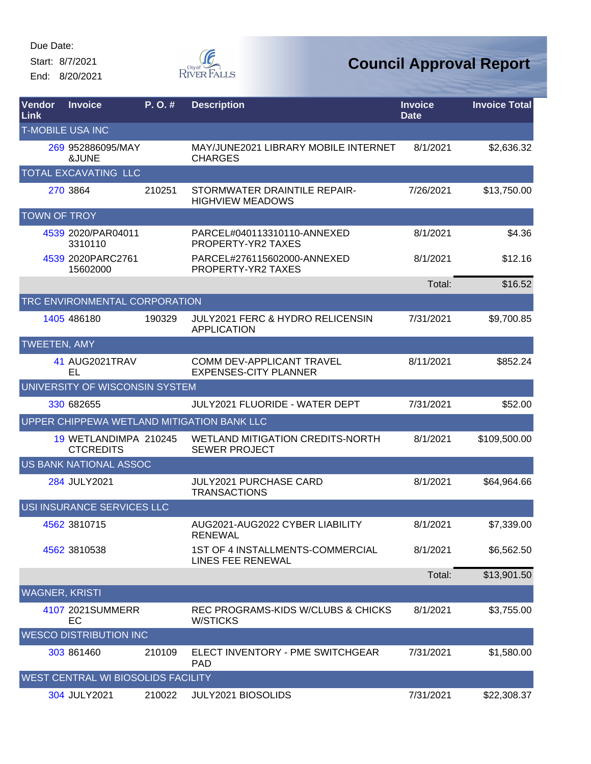Due Date:

Start: 8/7/2021

End: 8/20/2021

City of River Falls

# Council Approval Report

| Vendor Link | Invoice | P. O. # | Description | Invoice Date | Invoice Total |
|---|---|---|---|---|---|
| T-MOBILE USA INC | | | | | |
| 269 | 952886095/MAY &JUNE | | MAY/JUNE2021 LIBRARY MOBILE INTERNET CHARGES | 8/1/2021 | $2,636.32 |
| TOTAL EXCAVATING LLC | | | | | |
| 270 | 3864 | 210251 | STORMWATER DRAINTILE REPAIR-HIGHVIEW MEADOWS | 7/26/2021 | $13,750.00 |
| TOWN OF TROY | | | | | |
| 4539 | 2020/PAR040113310110 | | PARCEL#040113310110-ANNEXED PROPERTY-YR2 TAXES | 8/1/2021 | $4.36 |
| 4539 | 2020PARC276115602000 | | PARCEL#276115602000-ANNEXED PROPERTY-YR2 TAXES | 8/1/2021 | $12.16 |
| | | | | Total: | $16.52 |
| TRC ENVIRONMENTAL CORPORATION | | | | | |
| 1405 | 486180 | 190329 | JULY2021 FERC & HYDRO RELICENSIN APPLICATION | 7/31/2021 | $9,700.85 |
| TWEETEN, AMY | | | | | |
| 41 | AUG2021TRAVEL | | COMM DEV-APPLICANT TRAVEL EXPENSES-CITY PLANNER | 8/11/2021 | $852.24 |
| UNIVERSITY OF WISCONSIN SYSTEM | | | | | |
| 330 | 682655 | | JULY2021 FLUORIDE - WATER DEPT | 7/31/2021 | $52.00 |
| UPPER CHIPPEWA WETLAND MITIGATION BANK LLC | | | | | |
| 19 | WETLANDIMPACTCREDITS | 210245 | WETLAND MITIGATION CREDITS-NORTH SEWER PROJECT | 8/1/2021 | $109,500.00 |
| US BANK NATIONAL ASSOC | | | | | |
| 284 | JULY2021 | | JULY2021 PURCHASE CARD TRANSACTIONS | 8/1/2021 | $64,964.66 |
| USI INSURANCE SERVICES LLC | | | | | |
| 4562 | 3810715 | | AUG2021-AUG2022 CYBER LIABILITY RENEWAL | 8/1/2021 | $7,339.00 |
| 4562 | 3810538 | | 1ST OF 4 INSTALLMENTS-COMMERCIAL LINES FEE RENEWAL | 8/1/2021 | $6,562.50 |
| | | | | Total: | $13,901.50 |
| WAGNER, KRISTI | | | | | |
| 4107 | 2021SUMMERREC | | REC PROGRAMS-KIDS W/CLUBS & CHICKS W/STICKS | 8/1/2021 | $3,755.00 |
| WESCO DISTRIBUTION INC | | | | | |
| 303 | 861460 | 210109 | ELECT INVENTORY - PME SWITCHGEAR PAD | 7/31/2021 | $1,580.00 |
| WEST CENTRAL WI BIOSOLIDS FACILITY | | | | | |
| 304 | JULY2021 | 210022 | JULY2021 BIOSOLIDS | 7/31/2021 | $22,308.37 |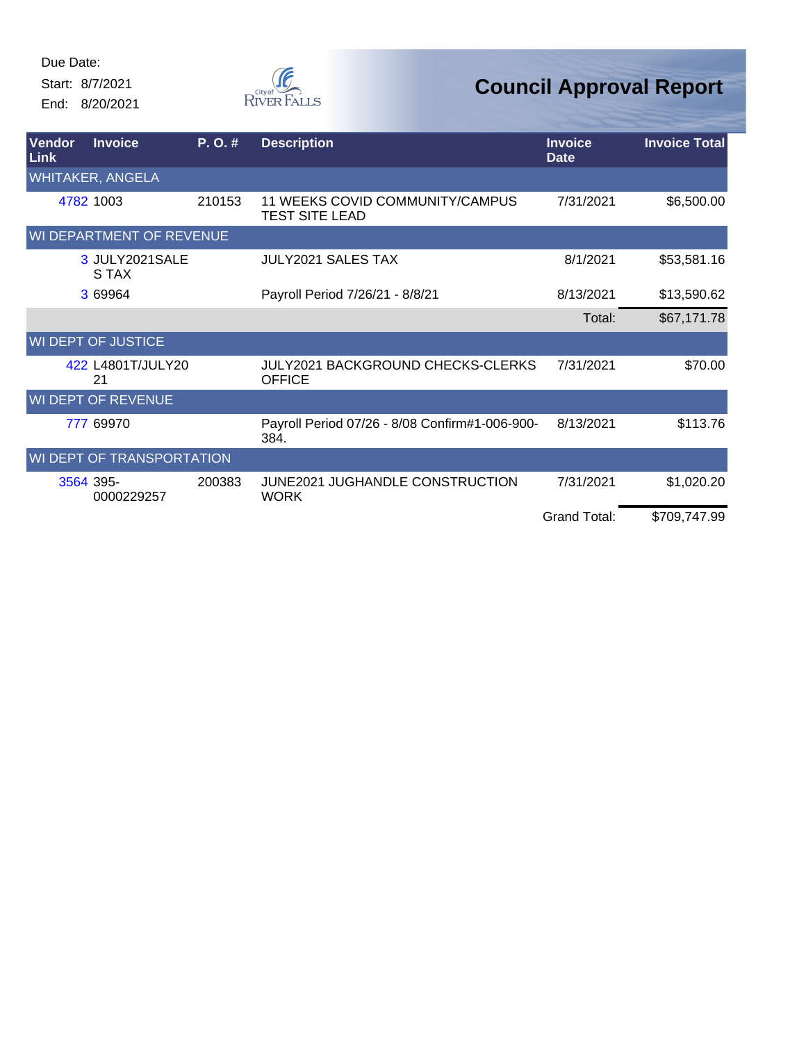Due Date:
Start: 8/7/2021
End: 8/20/2021

# Council Approval Report

| Vendor Link | Invoice | P. O. # | Description | Invoice Date | Invoice Total |
|---|---|---|---|---|---|
| WHITAKER, ANGELA | | | | | |
| 4782 | 1003 | 210153 | 11 WEEKS COVID COMMUNITY/CAMPUS TEST SITE LEAD | 7/31/2021 | $6,500.00 |
| WI DEPARTMENT OF REVENUE | | | | | |
| 3 | JULY2021SALES TAX | | JULY2021 SALES TAX | 8/1/2021 | $53,581.16 |
| 3 | 69964 | | Payroll Period 7/26/21 - 8/8/21 | 8/13/2021 | $13,590.62 |
| | | | | Total: | $67,171.78 |
| WI DEPT OF JUSTICE | | | | | |
| 422 | L4801T/JULY2021 | | JULY2021 BACKGROUND CHECKS-CLERKS OFFICE | 7/31/2021 | $70.00 |
| WI DEPT OF REVENUE | | | | | |
| 777 | 69970 | | Payroll Period 07/26 - 8/08 Confirm#1-006-900-384. | 8/13/2021 | $113.76 |
| WI DEPT OF TRANSPORTATION | | | | | |
| 3564 | 395-0000229257 | 200383 | JUNE2021 JUGHANDLE CONSTRUCTION WORK | 7/31/2021 | $1,020.20 |
| | | | | Grand Total: | $709,747.99 |